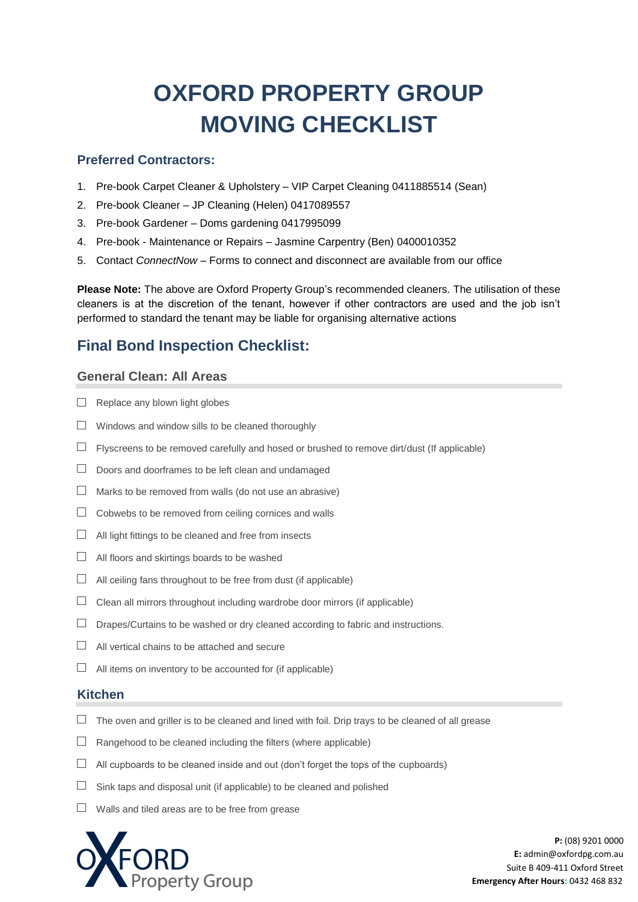# OXFORD PROPERTY GROUP MOVING CHECKLIST

### Preferred Contractors:

1. Pre-book Carpet Cleaner & Upholstery – VIP Carpet Cleaning 0411885514 (Sean)
2. Pre-book Cleaner – JP Cleaning (Helen) 0417089557
3. Pre-book Gardener – Doms gardening 0417995099
4. Pre-book - Maintenance or Repairs – Jasmine Carpentry (Ben) 0400010352
5. Contact *ConnectNow* – Forms to connect and disconnect are available from our office

**Please Note:** The above are Oxford Property Group's recommended cleaners. The utilisation of these cleaners is at the discretion of the tenant, however if other contractors are used and the job isn't performed to standard the tenant may be liable for organising alternative actions

## Final Bond Inspection Checklist:

### General Clean: All Areas

- ☐ Replace any blown light globes
- ☐ Windows and window sills to be cleaned thoroughly
- ☐ Flyscreens to be removed carefully and hosed or brushed to remove dirt/dust (If applicable)
- ☐ Doors and doorframes to be left clean and undamaged
- ☐ Marks to be removed from walls (do not use an abrasive)
- ☐ Cobwebs to be removed from ceiling cornices and walls
- ☐ All light fittings to be cleaned and free from insects
- ☐ All floors and skirtings boards to be washed
- ☐ All ceiling fans throughout to be free from dust (if applicable)
- ☐ Clean all mirrors throughout including wardrobe door mirrors (if applicable)
- ☐ Drapes/Curtains to be washed or dry cleaned according to fabric and instructions.
- ☐ All vertical chains to be attached and secure
- ☐ All items on inventory to be accounted for (if applicable)

### Kitchen

- ☐ The oven and griller is to be cleaned and lined with foil. Drip trays to be cleaned of all grease
- ☐ Rangehood to be cleaned including the filters (where applicable)
- ☐ All cupboards to be cleaned inside and out (don't forget the tops of the cupboards)
- ☐ Sink taps and disposal unit (if applicable) to be cleaned and polished
- ☐ Walls and tiled areas are to be free from grease

OXFORD Property Group

**P:** (08) 9201 0000
**E:** admin@oxfordpg.com.au
Suite B 409-411 Oxford Street
**Emergency After Hours:** 0432 468 832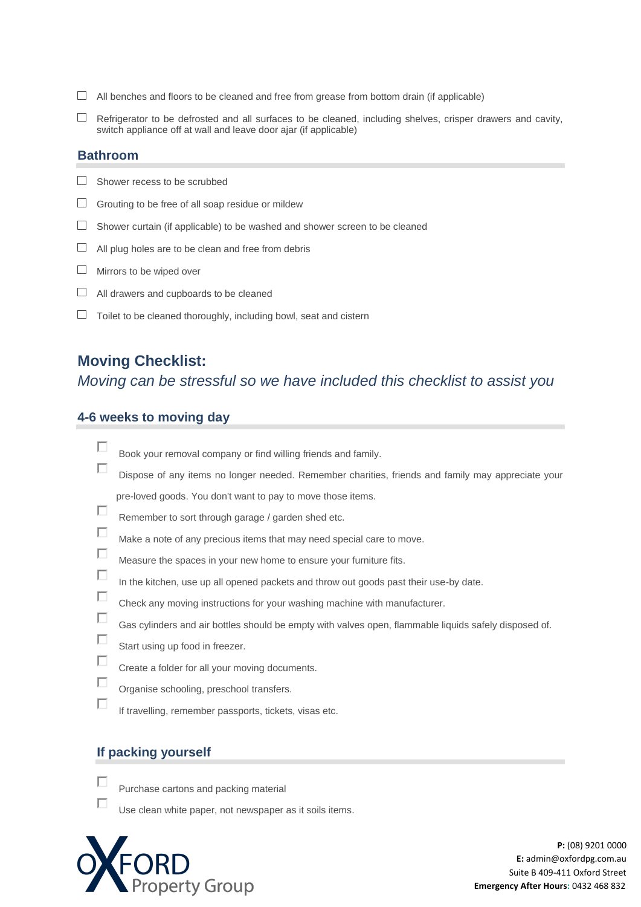- [ ] All benches and floors to be cleaned and free from grease from bottom drain (if applicable)
- [ ] Refrigerator to be defrosted and all surfaces to be cleaned, including shelves, crisper drawers and cavity, switch appliance off at wall and leave door ajar (if applicable)

### Bathroom

- [ ] Shower recess to be scrubbed
- [ ] Grouting to be free of all soap residue or mildew
- [ ] Shower curtain (if applicable) to be washed and shower screen to be cleaned
- [ ] All plug holes are to be clean and free from debris
- [ ] Mirrors to be wiped over
- [ ] All drawers and cupboards to be cleaned
- [ ] Toilet to be cleaned thoroughly, including bowl, seat and cistern

## Moving Checklist:

*Moving can be stressful so we have included this checklist to assist you*

### 4-6 weeks to moving day

- [ ] Book your removal company or find willing friends and family.
- [ ] Dispose of any items no longer needed. Remember charities, friends and family may appreciate your pre-loved goods. You don't want to pay to move those items.
- [ ] Remember to sort through garage / garden shed etc.
- [ ] Make a note of any precious items that may need special care to move.
- [ ] Measure the spaces in your new home to ensure your furniture fits.
- [ ] In the kitchen, use up all opened packets and throw out goods past their use-by date.
- [ ] Check any moving instructions for your washing machine with manufacturer.
- [ ] Gas cylinders and air bottles should be empty with valves open, flammable liquids safely disposed of.
- [ ] Start using up food in freezer.
- [ ] Create a folder for all your moving documents.
- [ ] Organise schooling, preschool transfers.
- [ ] If travelling, remember passports, tickets, visas etc.

### If packing yourself

- [ ] Purchase cartons and packing material
- [ ] Use clean white paper, not newspaper as it soils items.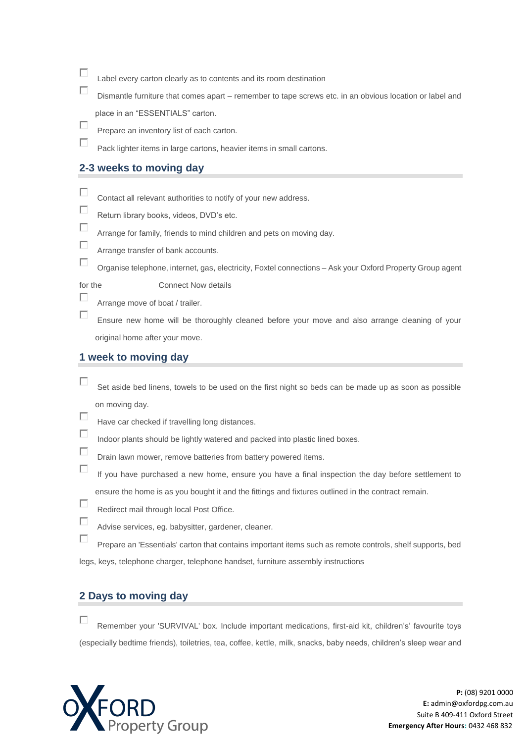- [ ] Label every carton clearly as to contents and its room destination
- [ ] Dismantle furniture that comes apart – remember to tape screws etc. in an obvious location or label and place in an "ESSENTIALS" carton.
- [ ] Prepare an inventory list of each carton.
- [ ] Pack lighter items in large cartons, heavier items in small cartons.

## 2-3 weeks to moving day

- [ ] Contact all relevant authorities to notify of your new address.
- [ ] Return library books, videos, DVD's etc.
- [ ] Arrange for family, friends to mind children and pets on moving day.
- [ ] Arrange transfer of bank accounts.
- [ ] Organise telephone, internet, gas, electricity, Foxtel connections – Ask your Oxford Property Group agent for the Connect Now details
- [ ] Arrange move of boat / trailer.
- [ ] Ensure new home will be thoroughly cleaned before your move and also arrange cleaning of your original home after your move.

## 1 week to moving day

- [ ] Set aside bed linens, towels to be used on the first night so beds can be made up as soon as possible on moving day.
- [ ] Have car checked if travelling long distances.
- [ ] Indoor plants should be lightly watered and packed into plastic lined boxes.
- [ ] Drain lawn mower, remove batteries from battery powered items.
- [ ] If you have purchased a new home, ensure you have a final inspection the day before settlement to ensure the home is as you bought it and the fittings and fixtures outlined in the contract remain.
- [ ] Redirect mail through local Post Office.
- [ ] Advise services, eg. babysitter, gardener, cleaner.
- [ ] Prepare an 'Essentials' carton that contains important items such as remote controls, shelf supports, bed legs, keys, telephone charger, telephone handset, furniture assembly instructions

## 2 Days to moving day

- [ ] Remember your 'SURVIVAL' box. Include important medications, first-aid kit, children's' favourite toys (especially bedtime friends), toiletries, tea, coffee, kettle, milk, snacks, baby needs, children's sleep wear and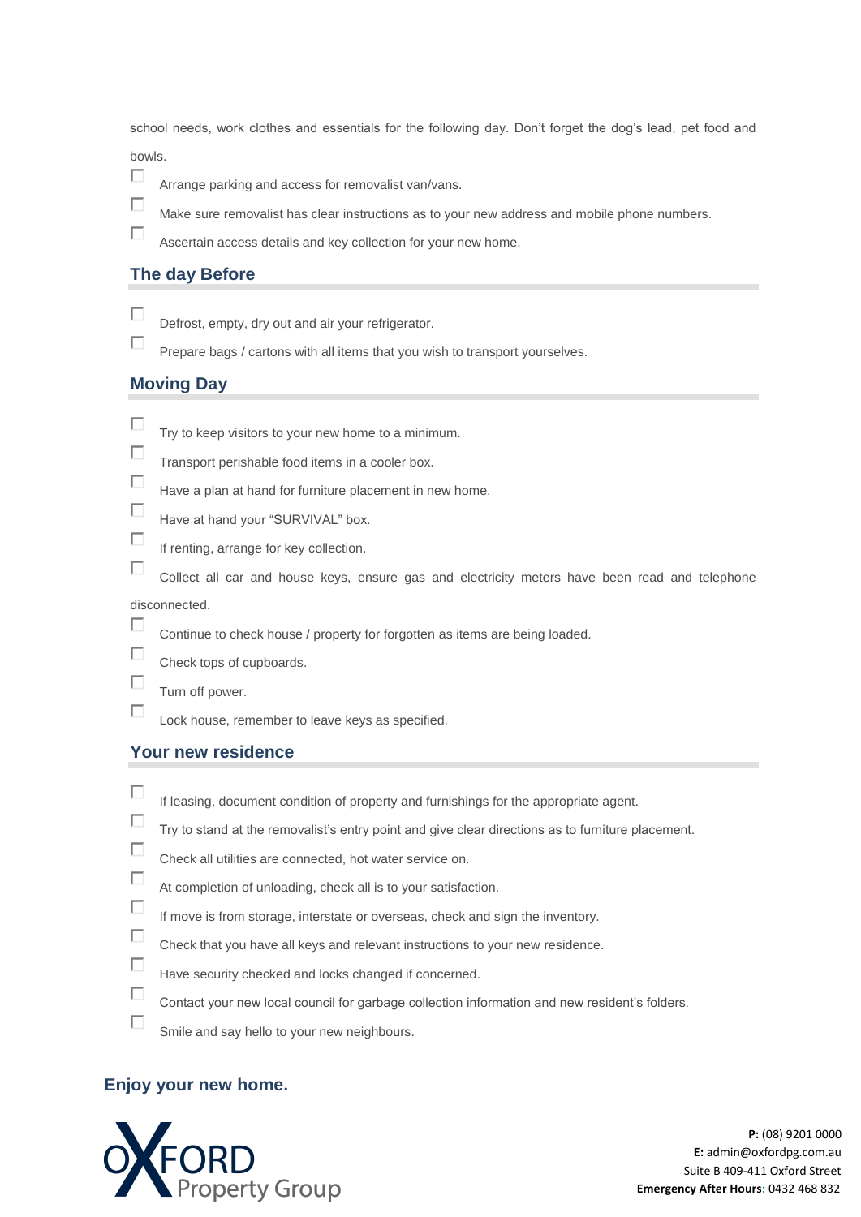school needs, work clothes and essentials for the following day. Don't forget the dog's lead, pet food and bowls.

- [ ] Arrange parking and access for removalist van/vans.
- [ ] Make sure removalist has clear instructions as to your new address and mobile phone numbers.
- [ ] Ascertain access details and key collection for your new home.

## The day Before

- [ ] Defrost, empty, dry out and air your refrigerator.
- [ ] Prepare bags / cartons with all items that you wish to transport yourselves.

## Moving Day

- [ ] Try to keep visitors to your new home to a minimum.
- [ ] Transport perishable food items in a cooler box.
- [ ] Have a plan at hand for furniture placement in new home.
- [ ] Have at hand your "SURVIVAL" box.
- [ ] If renting, arrange for key collection.
- [ ] Collect all car and house keys, ensure gas and electricity meters have been read and telephone disconnected.
- [ ] Continue to check house / property for forgotten as items are being loaded.
- [ ] Check tops of cupboards.
- [ ] Turn off power.
- [ ] Lock house, remember to leave keys as specified.

## Your new residence

- [ ] If leasing, document condition of property and furnishings for the appropriate agent.
- [ ] Try to stand at the removalist's entry point and give clear directions as to furniture placement.
- [ ] Check all utilities are connected, hot water service on.
- [ ] At completion of unloading, check all is to your satisfaction.
- [ ] If move is from storage, interstate or overseas, check and sign the inventory.
- [ ] Check that you have all keys and relevant instructions to your new residence.
- [ ] Have security checked and locks changed if concerned.
- [ ] Contact your new local council for garbage collection information and new resident's folders.
- [ ] Smile and say hello to your new neighbours.

## Enjoy your new home.

OXFORD Property Group

**P:** (08) 9201 0000
**E:** admin@oxfordpg.com.au
Suite B 409-411 Oxford Street
**Emergency After Hours:** 0432 468 832